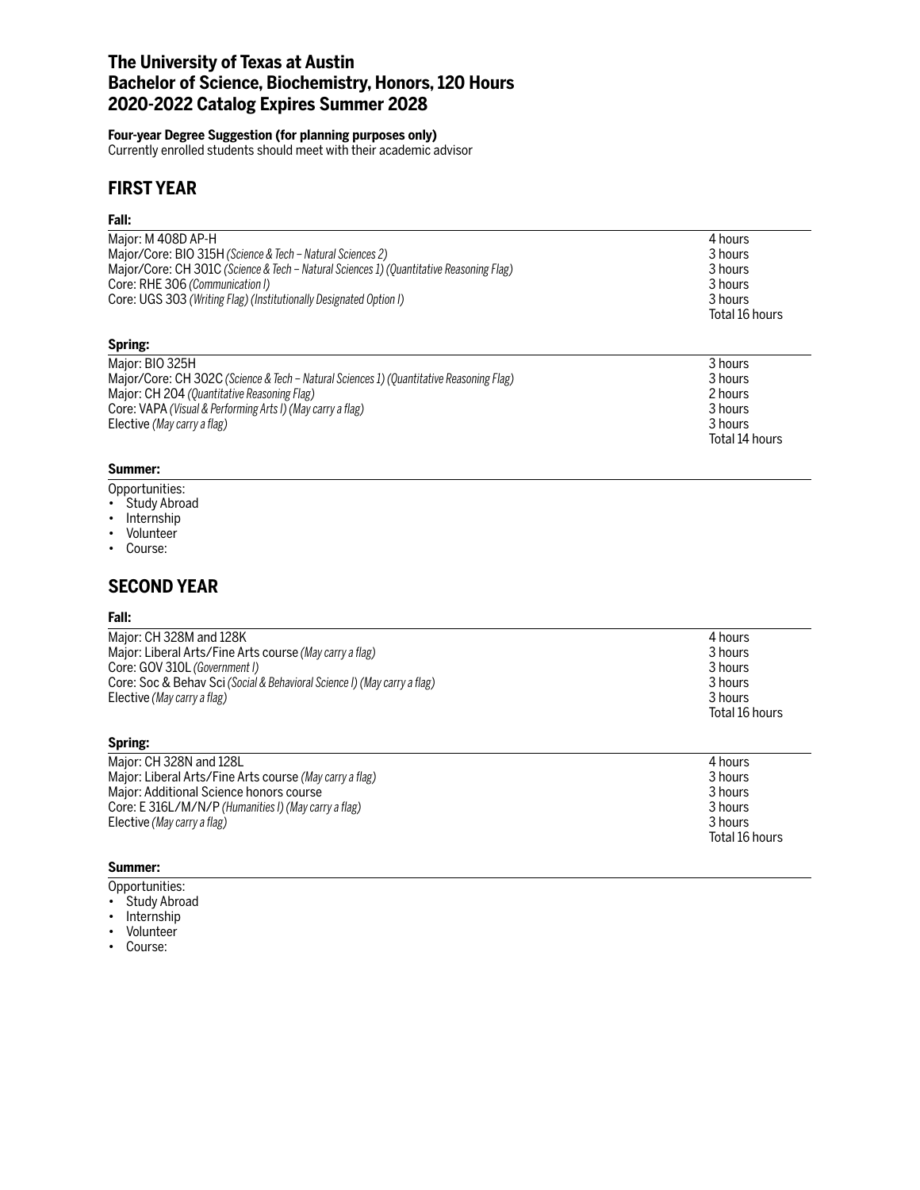# The University of Texas at Austin
# Bachelor of Science, Biochemistry, Honors, 120 Hours
# 2020-2022 Catalog Expires Summer 2028

**Four-year Degree Suggestion (for planning purposes only)**
Currently enrolled students should meet with their academic advisor

## FIRST YEAR

**Fall:**

| | |
|---|---|
| Major: M 408D AP-H | 4 hours |
| Major/Core: BIO 315H *(Science & Tech – Natural Sciences 2)* | 3 hours |
| Major/Core: CH 301C *(Science & Tech – Natural Sciences 1) (Quantitative Reasoning Flag)* | 3 hours |
| Core: RHE 306 *(Communication I)* | 3 hours |
| Core: UGS 303 *(Writing Flag) (Institutionally Designated Option I)* | 3 hours |
| | Total 16 hours |

**Spring:**

| | |
|---|---|
| Major: BIO 325H | 3 hours |
| Major/Core: CH 302C *(Science & Tech – Natural Sciences 1) (Quantitative Reasoning Flag)* | 3 hours |
| Major: CH 204 *(Quantitative Reasoning Flag)* | 2 hours |
| Core: VAPA *(Visual & Performing Arts I) (May carry a flag)* | 3 hours |
| Elective *(May carry a flag)* | 3 hours |
| | Total 14 hours |

**Summer:**

Opportunities:
- Study Abroad
- Internship
- Volunteer
- Course:

## SECOND YEAR

**Fall:**

| | |
|---|---|
| Major: CH 328M and 128K | 4 hours |
| Major: Liberal Arts/Fine Arts course *(May carry a flag)* | 3 hours |
| Core: GOV 310L *(Government I)* | 3 hours |
| Core: Soc & Behav Sci *(Social & Behavioral Science I) (May carry a flag)* | 3 hours |
| Elective *(May carry a flag)* | 3 hours |
| | Total 16 hours |

**Spring:**

| | |
|---|---|
| Major: CH 328N and 128L | 4 hours |
| Major: Liberal Arts/Fine Arts course *(May carry a flag)* | 3 hours |
| Major: Additional Science honors course | 3 hours |
| Core: E 316L/M/N/P *(Humanities I) (May carry a flag)* | 3 hours |
| Elective *(May carry a flag)* | 3 hours |
| | Total 16 hours |

**Summer:**

Opportunities:
- Study Abroad
- Internship
- Volunteer
- Course: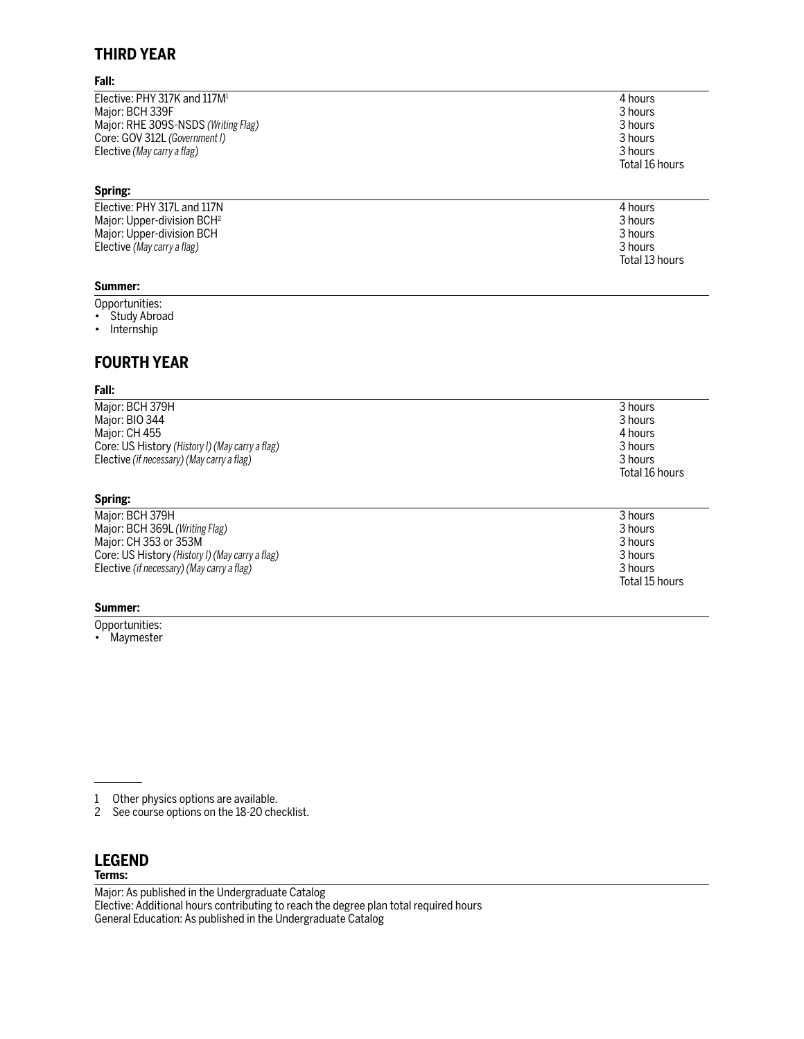## THIRD YEAR

**Fall:**

| | |
|---|---|
| Elective: PHY 317K and 117M[1] | 4 hours |
| Major: BCH 339F | 3 hours |
| Major: RHE 309S-NSDS *(Writing Flag)* | 3 hours |
| Core: GOV 312L *(Government I)* | 3 hours |
| Elective *(May carry a flag)* | 3 hours |
| | Total 16 hours |

**Spring:**

| | |
|---|---|
| Elective: PHY 317L and 117N | 4 hours |
| Major: Upper-division BCH[2] | 3 hours |
| Major: Upper-division BCH | 3 hours |
| Elective *(May carry a flag)* | 3 hours |
| | Total 13 hours |

**Summer:**

Opportunities:

- Study Abroad
- Internship

## FOURTH YEAR

**Fall:**

| | |
|---|---|
| Major: BCH 379H | 3 hours |
| Major: BIO 344 | 3 hours |
| Major: CH 455 | 4 hours |
| Core: US History *(History I) (May carry a flag)* | 3 hours |
| Elective *(if necessary) (May carry a flag)* | 3 hours |
| | Total 16 hours |

**Spring:**

| | |
|---|---|
| Major: BCH 379H | 3 hours |
| Major: BCH 369L *(Writing Flag)* | 3 hours |
| Major: CH 353 or 353M | 3 hours |
| Core: US History *(History I) (May carry a flag)* | 3 hours |
| Elective *(if necessary) (May carry a flag)* | 3 hours |
| | Total 15 hours |

**Summer:**

Opportunities:

- Maymester

---

1 Other physics options are available.

2 See course options on the 18-20 checklist.

## LEGEND

**Terms:**

Major: As published in the Undergraduate Catalog

Elective: Additional hours contributing to reach the degree plan total required hours

General Education: As published in the Undergraduate Catalog